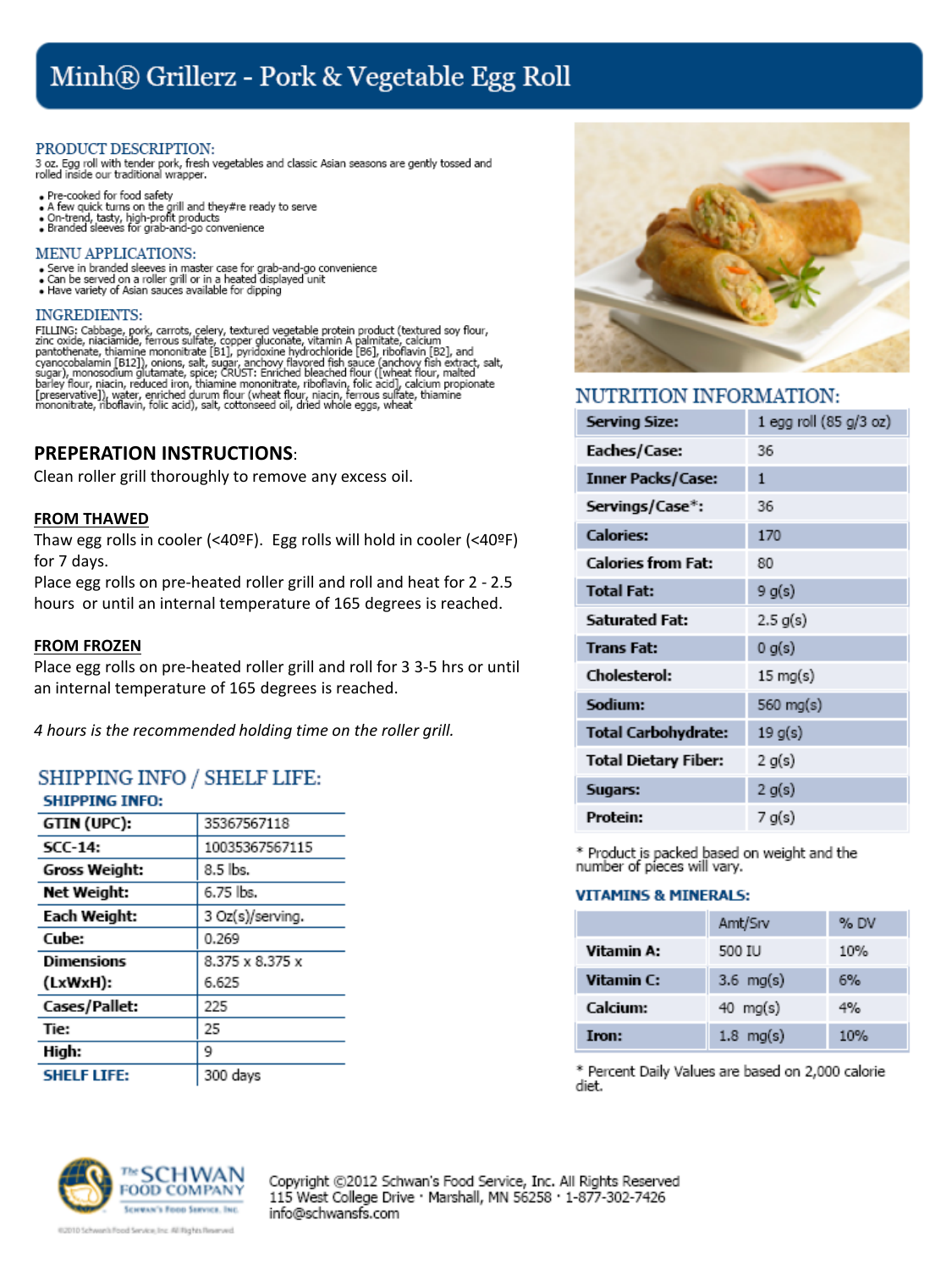# Minh® Grillerz - Pork & Vegetable Egg Roll

## PRODUCT DESCRIPTION:

3 oz. Egg roll with tender pork, fresh vegetables and classic Asian seasons are gently tossed and rolled inside our traditional wrapper.

- Pre-cooked for food safety
- A few quick turns on the grill and they#re ready to serve
- On-trend, tasty, high-profit products
- Branded sleeves for grab-and-go convenience

## MENU APPLICATIONS:

- Serve in branded sleeves in master case for grab-and-go convenience
- Can be served on a roller grill or in a heated displayed unit
- Have variety of Asian sauces available for dipping

## INGREDIENTS:

FILLING: Cabbage, pork, carrots, celery, textured vegetable protein product (textured soy flour, zinc oxide, niacinamide, ferrous sulfate, copper gluconate, vitamin A palmitate, calcium pantothenate, thiamine mononitrate [B1], pyridoxine hydrochloride [B6], riboflavin [B2], and cyanocobalamin [B12]), onions, salt, sugar, anchovy flavored fish sauce (anchovy fish extract, salt, sugar), monosodium glutamate, spice; CRUST: Enriched bleached flour ([wheat flour, malted barley flour, niacin, reduced iron, thiamine mononitrate, riboflavin, folic acid], calcium propionate [preservative]), water, enriched durum flour (wheat flour, niacin, ferrous sulfate, thiamine mononitrate, riboflavin, folic acid), salt, cottonseed oil, dried whole eggs, wheat

## PREPERATION INSTRUCTIONS:

Clean roller grill thoroughly to remove any excess oil.

**FROM THAWED**

Thaw egg rolls in cooler (<40ºF). Egg rolls will hold in cooler (<40ºF) for 7 days.

Place egg rolls on pre-heated roller grill and roll and heat for 2 - 2.5 hours or until an internal temperature of 165 degrees is reached.

**FROM FROZEN**

Place egg rolls on pre-heated roller grill and roll for 3 3-5 hrs or until an internal temperature of 165 degrees is reached.

*4 hours is the recommended holding time on the roller grill.*

## SHIPPING INFO / SHELF LIFE:

### SHIPPING INFO:

| | |
|---|---|
| GTIN (UPC): | 35367567118 |
| SCC-14: | 10035367567115 |
| Gross Weight: | 8.5 lbs. |
| Net Weight: | 6.75 lbs. |
| Each Weight: | 3 Oz(s)/serving. |
| Cube: | 0.269 |
| Dimensions (LxWxH): | 8.375 x 8.375 x 6.625 |
| Cases/Pallet: | 225 |
| Tie: | 25 |
| High: | 9 |
| **SHELF LIFE:** | 300 days |

## NUTRITION INFORMATION:

| | |
|---|---|
| Serving Size: | 1 egg roll (85 g/3 oz) |
| Eaches/Case: | 36 |
| Inner Packs/Case: | 1 |
| Servings/Case*: | 36 |
| Calories: | 170 |
| Calories from Fat: | 80 |
| Total Fat: | 9 g(s) |
| Saturated Fat: | 2.5 g(s) |
| Trans Fat: | 0 g(s) |
| Cholesterol: | 15 mg(s) |
| Sodium: | 560 mg(s) |
| Total Carbohydrate: | 19 g(s) |
| Total Dietary Fiber: | 2 g(s) |
| Sugars: | 2 g(s) |
| Protein: | 7 g(s) |

* Product is packed based on weight and the number of pieces will vary.

### VITAMINS & MINERALS:

| | Amt/Srv | % DV |
|---|---|---|
| Vitamin A: | 500 IU | 10% |
| Vitamin C: | 3.6 mg(s) | 6% |
| Calcium: | 40 mg(s) | 4% |
| Iron: | 1.8 mg(s) | 10% |

* Percent Daily Values are based on 2,000 calorie diet.

The SCHWAN FOOD COMPANY
Schwan's Food Service, Inc.

Copyright ©2012 Schwan's Food Service, Inc. All Rights Reserved
115 West College Drive · Marshall, MN 56258 · 1-877-302-7426
info@schwansfs.com

©2010 Schwan's Food Service, Inc. All Rights Reserved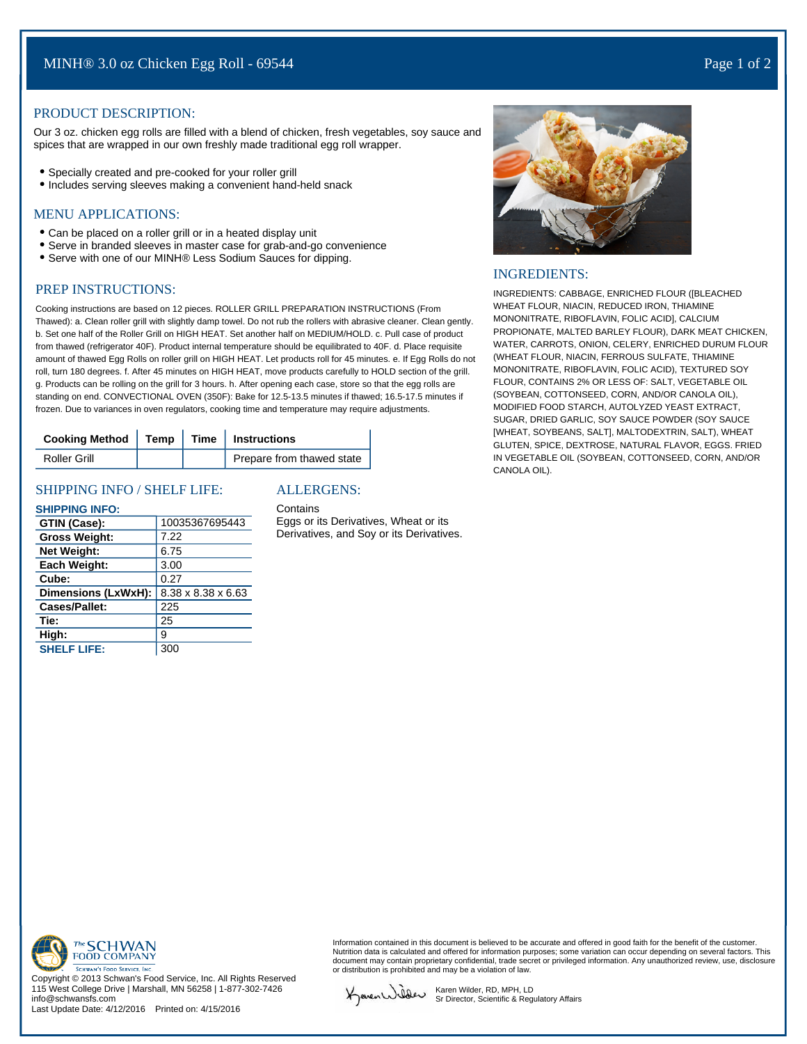# MINH® 3.0 oz Chicken Egg Roll - 69544

## PRODUCT DESCRIPTION:

Our 3 oz. chicken egg rolls are filled with a blend of chicken, fresh vegetables, soy sauce and spices that are wrapped in our own freshly made traditional egg roll wrapper.

- Specially created and pre-cooked for your roller grill
- Includes serving sleeves making a convenient hand-held snack

## MENU APPLICATIONS:

- Can be placed on a roller grill or in a heated display unit
- Serve in branded sleeves in master case for grab-and-go convenience
- Serve with one of our MINH® Less Sodium Sauces for dipping.

## PREP INSTRUCTIONS:

Cooking instructions are based on 12 pieces. ROLLER GRILL PREPARATION INSTRUCTIONS (From Thawed): a. Clean roller grill with slightly damp towel. Do not rub the rollers with abrasive cleaner. Clean gently. b. Set one half of the Roller Grill on HIGH HEAT. Set another half on MEDIUM/HOLD. c. Pull case of product from thawed (refrigerator 40F). Product internal temperature should be equilibrated to 40F. d. Place requisite amount of thawed Egg Rolls on roller grill on HIGH HEAT. Let products roll for 45 minutes. e. If Egg Rolls do not roll, turn 180 degrees. f. After 45 minutes on HIGH HEAT, move products carefully to HOLD section of the grill. g. Products can be rolling on the grill for 3 hours. h. After opening each case, store so that the egg rolls are standing on end. CONVECTIONAL OVEN (350F): Bake for 12.5-13.5 minutes if thawed; 16.5-17.5 minutes if frozen. Due to variances in oven regulators, cooking time and temperature may require adjustments.

| Cooking Method | Temp | Time | Instructions |
|---|---|---|---|
| Roller Grill | | | Prepare from thawed state |

## SHIPPING INFO / SHELF LIFE:

| SHIPPING INFO: | |
|---|---|
| GTIN (Case): | 10035367695443 |
| Gross Weight: | 7.22 |
| Net Weight: | 6.75 |
| Each Weight: | 3.00 |
| Cube: | 0.27 |
| Dimensions (LxWxH): | 8.38 x 8.38 x 6.63 |
| Cases/Pallet: | 225 |
| Tie: | 25 |
| High: | 9 |
| SHELF LIFE: | 300 |

## ALLERGENS:

Contains

Eggs or its Derivatives, Wheat or its Derivatives, and Soy or its Derivatives.

## INGREDIENTS:

INGREDIENTS: CABBAGE, ENRICHED FLOUR ([BLEACHED WHEAT FLOUR, NIACIN, REDUCED IRON, THIAMINE MONONITRATE, RIBOFLAVIN, FOLIC ACID], CALCIUM PROPIONATE, MALTED BARLEY FLOUR), DARK MEAT CHICKEN, WATER, CARROTS, ONION, CELERY, ENRICHED DURUM FLOUR (WHEAT FLOUR, NIACIN, FERROUS SULFATE, THIAMINE MONONITRATE, RIBOFLAVIN, FOLIC ACID), TEXTURED SOY FLOUR, CONTAINS 2% OR LESS OF: SALT, VEGETABLE OIL (SOYBEAN, COTTONSEED, CORN, AND/OR CANOLA OIL), MODIFIED FOOD STARCH, AUTOLYZED YEAST EXTRACT, SUGAR, DRIED GARLIC, SOY SAUCE POWDER (SOY SAUCE [WHEAT, SOYBEANS, SALT], MALTODEXTRIN, SALT), WHEAT GLUTEN, SPICE, DEXTROSE, NATURAL FLAVOR, EGGS. FRIED IN VEGETABLE OIL (SOYBEAN, COTTONSEED, CORN, AND/OR CANOLA OIL).

The SCHWAN FOOD COMPANY
Schwan's Food Service, Inc.

Copyright © 2013 Schwan's Food Service, Inc. All Rights Reserved
115 West College Drive | Marshall, MN 56258 | 1-877-302-7426
info@schwansfs.com
Last Update Date: 4/12/2016 Printed on: 4/15/2016

Information contained in this document is believed to be accurate and offered in good faith for the benefit of the customer. Nutrition data is calculated and offered for information purposes; some variation can occur depending on several factors. This document may contain proprietary confidential, trade secret or privileged information. Any unauthorized review, use, disclosure or distribution is prohibited and may be a violation of law.

Karen Wilder, RD, MPH, LD
Sr Director, Scientific & Regulatory Affairs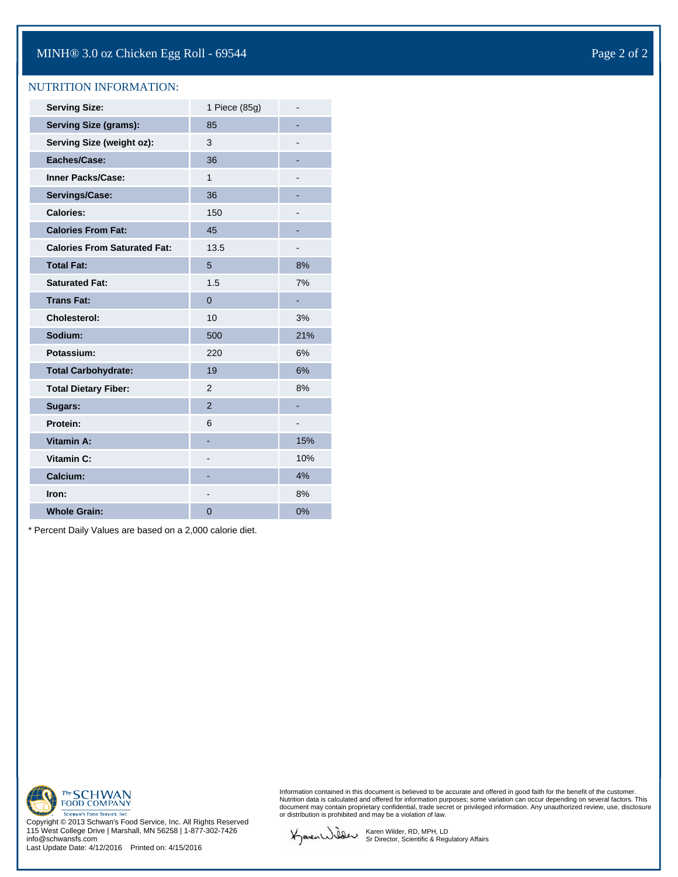## NUTRITION INFORMATION:

| | | |
|---|---|---|
| **Serving Size:** | 1 Piece (85g) | - |
| **Serving Size (grams):** | 85 | - |
| **Serving Size (weight oz):** | 3 | - |
| **Eaches/Case:** | 36 | - |
| **Inner Packs/Case:** | 1 | - |
| **Servings/Case:** | 36 | - |
| **Calories:** | 150 | - |
| **Calories From Fat:** | 45 | - |
| **Calories From Saturated Fat:** | 13.5 | - |
| **Total Fat:** | 5 | 8% |
| **Saturated Fat:** | 1.5 | 7% |
| **Trans Fat:** | 0 | - |
| **Cholesterol:** | 10 | 3% |
| **Sodium:** | 500 | 21% |
| **Potassium:** | 220 | 6% |
| **Total Carbohydrate:** | 19 | 6% |
| **Total Dietary Fiber:** | 2 | 8% |
| **Sugars:** | 2 | - |
| **Protein:** | 6 | - |
| **Vitamin A:** | - | 15% |
| **Vitamin C:** | - | 10% |
| **Calcium:** | - | 4% |
| **Iron:** | - | 8% |
| **Whole Grain:** | 0 | 0% |

* Percent Daily Values are based on a 2,000 calorie diet.

The SCHWAN FOOD COMPANY
Schwan's Food Service, Inc.

Copyright © 2013 Schwan's Food Service, Inc. All Rights Reserved
115 West College Drive | Marshall, MN 56258 | 1-877-302-7426
info@schwansfs.com
Last Update Date: 4/12/2016 Printed on: 4/15/2016

Information contained in this document is believed to be accurate and offered in good faith for the benefit of the customer. Nutrition data is calculated and offered for information purposes; some variation can occur depending on several factors. This document may contain proprietary confidential, trade secret or privileged information. Any unauthorized review, use, disclosure or distribution is prohibited and may be a violation of law.

Karen Wilder, RD, MPH, LD
Sr Director, Scientific & Regulatory Affairs